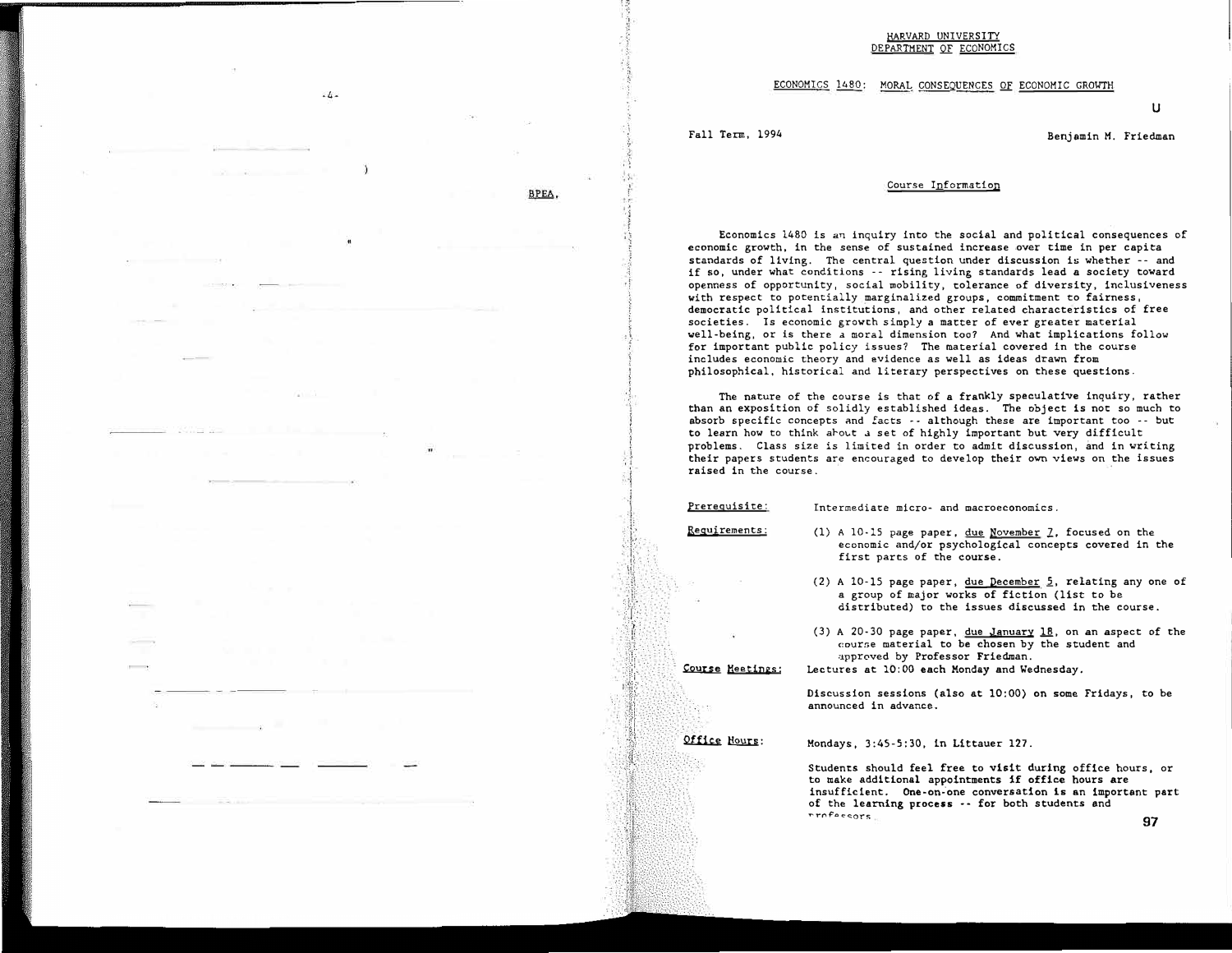HARVARD UNIVERSITY
DEPARTMENT OF ECONOMICS

# ECONOMICS 1480: MORAL CONSEQUENCES OF ECONOMIC GROWTH

Fall Term, 1994 — Benjamin M. Friedman

## Course Information

Economics 1480 is an inquiry into the social and political consequences of economic growth, in the sense of sustained increase over time in per capita standards of living. The central question under discussion is whether -- and if so, under what conditions -- rising living standards lead a society toward openness of opportunity, social mobility, tolerance of diversity, inclusiveness with respect to potentially marginalized groups, commitment to fairness, democratic political institutions, and other related characteristics of free societies. Is economic growth simply a matter of ever greater material well-being, or is there a moral dimension too? And what implications follow for important public policy issues? The material covered in the course includes economic theory and evidence as well as ideas drawn from philosophical, historical and literary perspectives on these questions.

The nature of the course is that of a frankly speculative inquiry, rather than an exposition of solidly established ideas. The object is not so much to absorb specific concepts and facts -- although these are important too -- but to learn how to think about a set of highly important but very difficult problems. Class size is limited in order to admit discussion, and in writing their papers students are encouraged to develop their own views on the issues raised in the course.

**Prerequisite:** Intermediate micro- and macroeconomics.

**Requirements:**

(1) A 10-15 page paper, due November 7, focused on the economic and/or psychological concepts covered in the first parts of the course.

(2) A 10-15 page paper, due December 5, relating any one of a group of major works of fiction (list to be distributed) to the issues discussed in the course.

(3) A 20-30 page paper, due January 18, on an aspect of the course material to be chosen by the student and approved by Professor Friedman.

**Course Meetings:** Lectures at 10:00 each Monday and Wednesday.

Discussion sessions (also at 10:00) on some Fridays, to be announced in advance.

**Office Hours:** Mondays, 3:45-5:30, in Littauer 127.

Students should feel free to visit during office hours, or to make additional appointments if office hours are insufficient. One-on-one conversation is an important part of the learning process -- for both students and professors.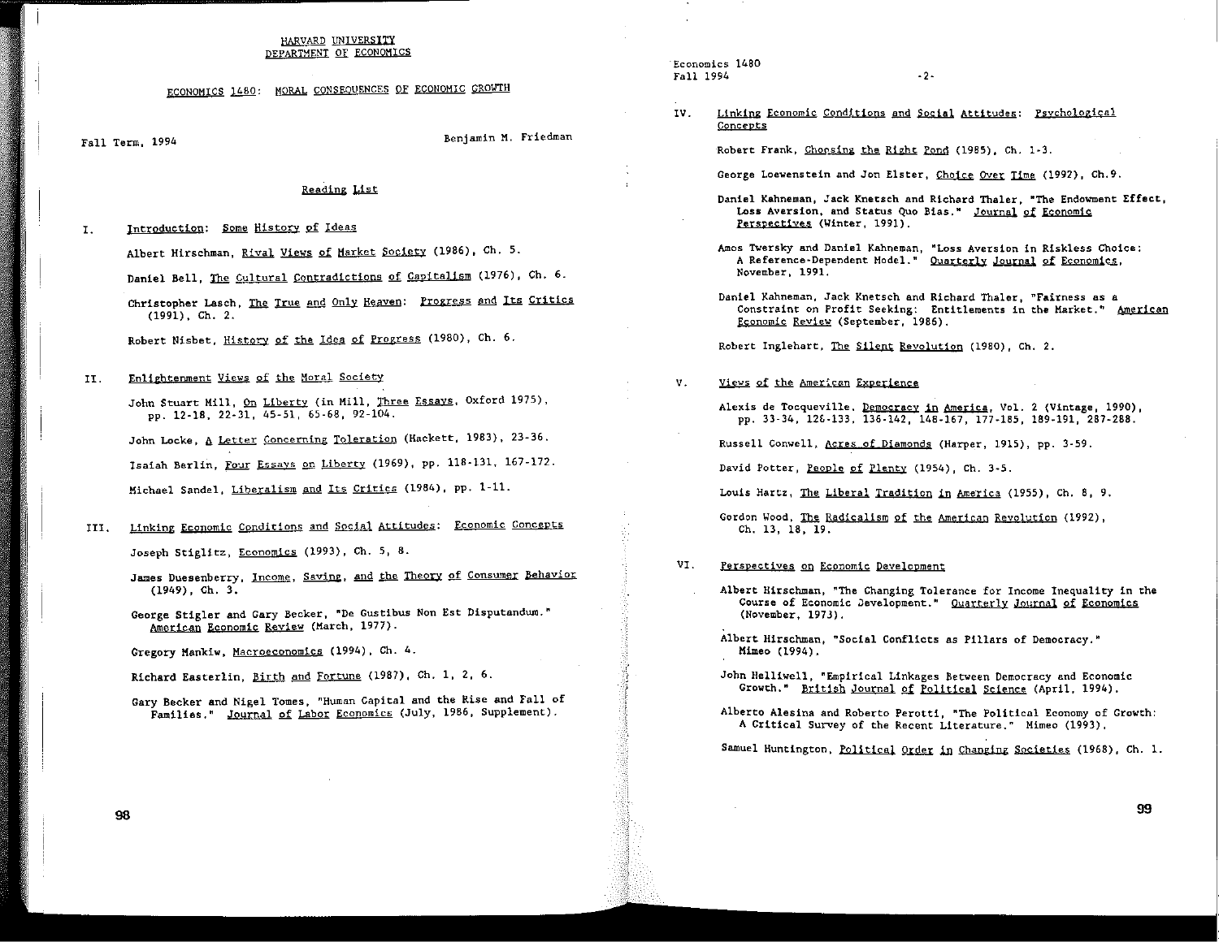HARVARD UNIVERSITY
DEPARTMENT OF ECONOMICS

# ECONOMICS 1480: MORAL CONSEQUENCES OF ECONOMIC GROWTH

Fall Term, 1994

Benjamin M. Friedman

## Reading List

### I. Introduction: Some History of Ideas

Albert Hirschman, Rival Views of Market Society (1986), Ch. 5.

Daniel Bell, The Cultural Contradictions of Capitalism (1976), Ch. 6.

Christopher Lasch, The True and Only Heaven: Progress and Its Critics (1991), Ch. 2.

Robert Nisbet, History of the Idea of Progress (1980), Ch. 6.

### II. Enlightenment Views of the Moral Society

John Stuart Mill, On Liberty (in Mill, Three Essays, Oxford 1975), pp. 12-18, 22-31, 45-51, 65-68, 92-104.

John Locke, A Letter Concerning Toleration (Hackett, 1983), 23-36.

Isaiah Berlin, Four Essays on Liberty (1969), pp. 118-131, 167-172.

Michael Sandel, Liberalism and Its Critics (1984), pp. 1-11.

### III. Linking Economic Conditions and Social Attitudes: Economic Concepts

Joseph Stiglitz, Economics (1993), Ch. 5, 8.

James Duesenberry, Income, Saving, and the Theory of Consumer Behavior (1949), Ch. 3.

George Stigler and Gary Becker, "De Gustibus Non Est Disputandum." American Economic Review (March, 1977).

Gregory Mankiw, Macroeconomics (1994), Ch. 4.

Richard Easterlin, Birth and Fortune (1987), Ch. 1, 2, 6.

Gary Becker and Nigel Tomes, "Human Capital and the Rise and Fall of Families." Journal of Labor Economics (July, 1986, Supplement).

### IV. Linking Economic Conditions and Social Attitudes: Psychological Concepts

Robert Frank, Choosing the Right Pond (1985), Ch. 1-3.

George Loewenstein and Jon Elster, Choice Over Time (1992), Ch. 9.

Daniel Kahneman, Jack Knetsch and Richard Thaler, "The Endowment Effect, Loss Aversion, and Status Quo Bias." Journal of Economic Perspectives (Winter, 1991).

Amos Tversky and Daniel Kahneman, "Loss Aversion in Riskless Choice: A Reference-Dependent Model." Quarterly Journal of Economics, November, 1991.

Daniel Kahneman, Jack Knetsch and Richard Thaler, "Fairness as a Constraint on Profit Seeking: Entitlements in the Market." American Economic Review (September, 1986).

Robert Inglehart, The Silent Revolution (1980), Ch. 2.

### V. Views of the American Experience

Alexis de Tocqueville, Democracy in America, Vol. 2 (Vintage, 1990), pp. 33-34, 126-133, 136-142, 148-167, 177-185, 189-191, 287-288.

Russell Conwell, Acres of Diamonds (Harper, 1915), pp. 3-59.

David Potter, People of Plenty (1954), Ch. 3-5.

Louis Hartz, The Liberal Tradition in America (1955), Ch. 8, 9.

Gordon Wood, The Radicalism of the American Revolution (1992), Ch. 13, 18, 19.

### VI. Perspectives on Economic Development

Albert Hirschman, "The Changing Tolerance for Income Inequality in the Course of Economic Development." Quarterly Journal of Economics (November, 1973).

Albert Hirschman, "Social Conflicts as Pillars of Democracy." Mimeo (1994).

John Helliwell, "Empirical Linkages Between Democracy and Economic Growth." British Journal of Political Science (April, 1994).

Alberto Alesina and Roberto Perotti, "The Political Economy of Growth: A Critical Survey of the Recent Literature." Mimeo (1993).

Samuel Huntington, Political Order in Changing Societies (1968), Ch. 1.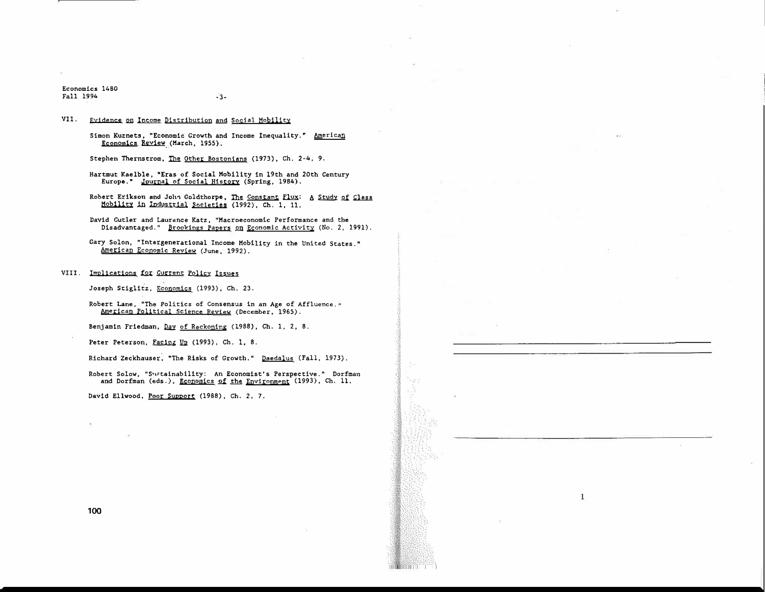## VII. Evidence on Income Distribution and Social Mobility

Simon Kuznets, "Economic Growth and Income Inequality." American Economics Review (March, 1955).

Stephen Thernstrom, The Other Bostonians (1973), Ch. 2-4, 9.

Hartmut Kaelble, "Eras of Social Mobility in 19th and 20th Century Europe." Journal of Social History (Spring, 1984).

Robert Erikson and John Goldthorpe, The Constant Flux: A Study of Class Mobility in Industrial Societies (1992), Ch. 1, 11.

David Cutler and Laurence Katz, "Macroeconomic Performance and the Disadvantaged." Brookings Papers on Economic Activity (No. 2, 1991).

Gary Solon, "Intergenerational Income Mobility in the United States." American Economic Review (June, 1992).

## VIII. Implications for Current Policy Issues

Joseph Stiglitz, Economics (1993), Ch. 23.

Robert Lane, "The Politics of Consensus in an Age of Affluence." American Political Science Review (December, 1965).

Benjamin Friedman, Day of Reckoning (1988), Ch. 1, 2, 8.

Peter Peterson, Facing Up (1993), Ch. 1, 8.

Richard Zeckhauser, "The Risks of Growth." Daedalus (Fall, 1973).

Robert Solow, "Sustainability: An Economist's Perspective." Dorfman and Dorfman (eds.), Economics of the Environment (1993), Ch. 11.

David Ellwood, Poor Support (1988), Ch. 2, 7.